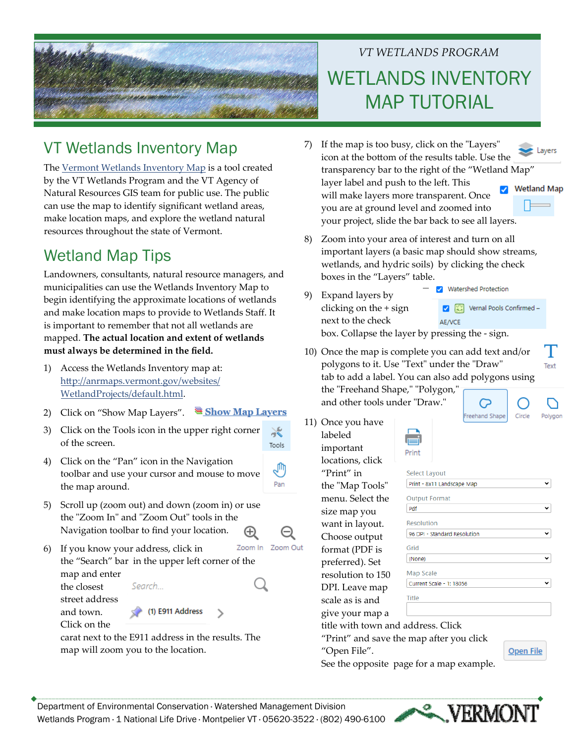VT WETLANDS PROGRAM

# WETLANDS INVENTORY MAP TUTORIAL

## VT Wetlands Inventory Map

The Vermont Wetlands Inventory Map is a tool created by the VT Wetlands Program and the VT Agency of Natural Resources GIS team for public use. The public can use the map to identify significant wetland areas, make location maps, and explore the wetland natural resources throughout the state of Vermont.

## Wetland Map Tips

Landowners, consultants, natural resource managers, and municipalities can use the Wetlands Inventory Map to begin identifying the approximate locations of wetlands and make location maps to provide to Wetlands Staff. It is important to remember that not all wetlands are mapped. **The actual location and extent of wetlands must always be determined in the field.**

1) Access the Wetlands Inventory map at: http://anrmaps.vermont.gov/websites/WetlandProjects/default.html.
2) Click on "Show Map Layers". **Show Map Layers**
3) Click on the Tools icon in the upper right corner of the screen. Tools
4) Click on the "Pan" icon in the Navigation toolbar and use your cursor and mouse to move the map around. Pan
5) Scroll up (zoom out) and down (zoom in) or use the "Zoom In" and "Zoom Out" tools in the Navigation toolbar to find your location. Zoom In Zoom Out
6) If you know your address, click in the "Search" bar in the upper left corner of the map and enter the closest street address and town. Click on the carat next to the E911 address in the results. The map will zoom you to the location. Search... (1) E911 Address
7) If the map is too busy, click on the "Layers" icon at the bottom of the results table. Use the transparency bar to the right of the "Wetland Map" layer label and push to the left. This will make layers more transparent. Once you are at ground level and zoomed into your project, slide the bar back to see all layers. Layers Wetland Map
8) Zoom into your area of interest and turn on all important layers (a basic map should show streams, wetlands, and hydric soils) by clicking the check boxes in the "Layers" table.
9) Expand layers by clicking on the + sign next to the check box. Collapse the layer by pressing the - sign. Watershed Protection Vernal Pools Confirmed – AE/VCE
10) Once the map is complete you can add text and/or polygons to it. Use "Text" under the "Draw" tab to add a label. You can also add polygons using the "Freehand Shape," "Polygon," and other tools under "Draw." Text Freehand Shape Circle Polygon
11) Once you have labeled important locations, click "Print" in the "Map Tools" menu. Select the size map you want in layout. Choose output format (PDF is preferred). Set resolution to 150 DPI. Leave map scale as is and give your map a title with town and address. Click "Print" and save the map after you click "Open File". Print

    Select Layout: Print - 8x11 Landscape Map
    Output Format: Pdf
    Resolution: 96 DPI - Standard Resolution
    Grid: (None)
    Map Scale: Current Scale - 1: 18056
    Title

    Open File

    See the opposite page for a map example.

Department of Environmental Conservation · Watershed Management Division
Wetlands Program · 1 National Life Drive · Montpelier VT · 05620-3522 · (802) 490-6100

VERMONT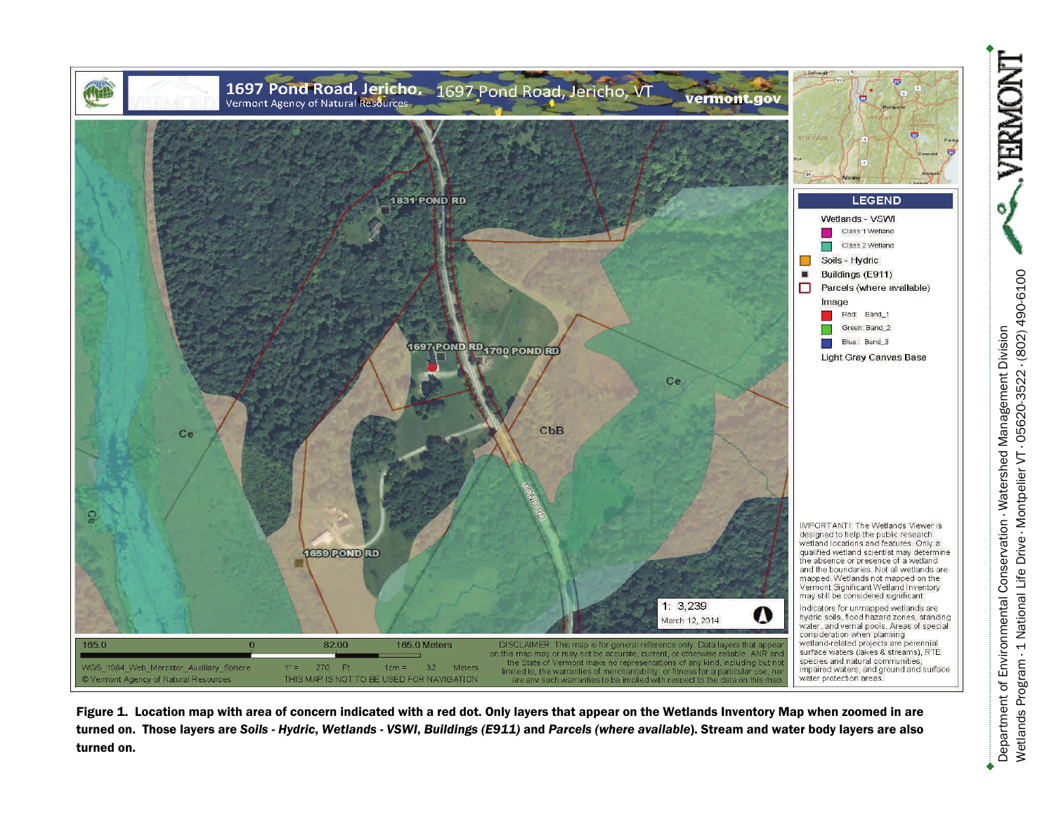**Figure 1. Location map with area of concern indicated with a red dot. Only layers that appear on the Wetlands Inventory Map when zoomed in are turned on. Those layers are *Soils - Hydric*, *Wetlands - VSWI*, *Buildings (E911)* and *Parcels (where available)*. Stream and water body layers are also turned on.**

1697 Pond Road, Jericho, VT

Vermont Agency of Natural Resources

vermont.gov

1831 POND RD

1697 POND RD

1700 POND RD

1659 POND RD

POND RD

Ce

CbB

Ce

Ce

Ce

LEGEND

Wetlands - VSWI

Class 1 Wetland

Class 2 Wetland

Soils - Hydric

Buildings (E911)

Parcels (where available)

Image

Red: Band_1

Green: Band_2

Blue: Band_3

Light Gray Canvas Base

IMPORTANT: The Wetlands Viewer is designed to help the public research wetland locations and features. Only a qualified wetland scientist may determine the absence or presence of a wetland and the boundaries. Not all wetlands are mapped. Wetlands not mapped on the Vermont Significant Wetland Inventory may still be considered significant.

Indicators for unmapped wetlands are hydric soils, flood hazard zones, standing water, and vernal pools. Areas of special consideration when planning wetland-related projects are perennial surface waters (lakes & streams), RTE species and natural communities, impaired waters, and ground and surface water protection areas.

1: 3,239

March 12, 2014

165.0 0 82.00 165.0 Meters

WGS_1984_Web_Mercator_Auxiliary_Sphere

1" = 270 Ft. 1cm = 32 Meters

© Vermont Agency of Natural Resources

THIS MAP IS NOT TO BE USED FOR NAVIGATION

DISCLAIMER: This map is for general reference only. Data layers that appear on this map may or may not be accurate, current, or otherwise reliable. ANR and the State of Vermont make no representations of any kind, including but not limited to, the warranties of merchantability, or fitness for a particular use, nor are any such warranties to be implied with respect to the data on this map.

Department of Environmental Conservation · Watershed Management Division

Wetlands Program · 1 National Life Drive · Montpelier VT · 05620-3522 · (802) 490-6100

VERMONT